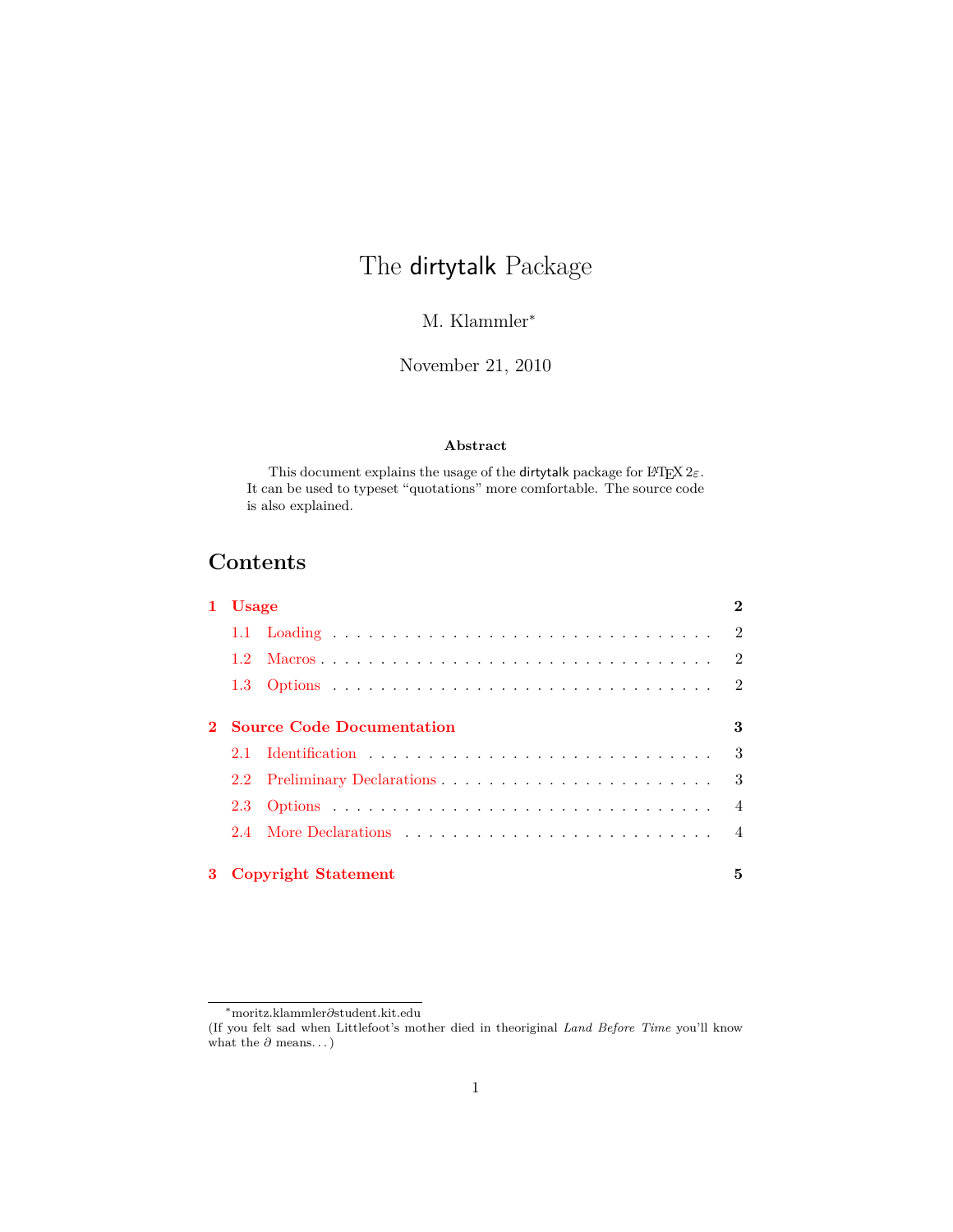# The dirtytalk Package

M. Klammler*

November 21, 2010

**Abstract**

This document explains the usage of the dirtytalk package for LaTeX 2ε. It can be used to typeset "quotations" more comfortable. The source code is also explained.

## Contents

| | | |
|---|---|---|
| **1** | **Usage** | **2** |
| 1.1 | Loading | 2 |
| 1.2 | Macros | 2 |
| 1.3 | Options | 2 |
| **2** | **Source Code Documentation** | **3** |
| 2.1 | Identification | 3 |
| 2.2 | Preliminary Declarations | 3 |
| 2.3 | Options | 4 |
| 2.4 | More Declarations | 4 |
| **3** | **Copyright Statement** | **5** |

---

*moritz.klammler$\partial$student.kit.edu
(If you felt sad when Littlefoot's mother died in theoriginal *Land Before Time* you'll know what the $\partial$ means. . . )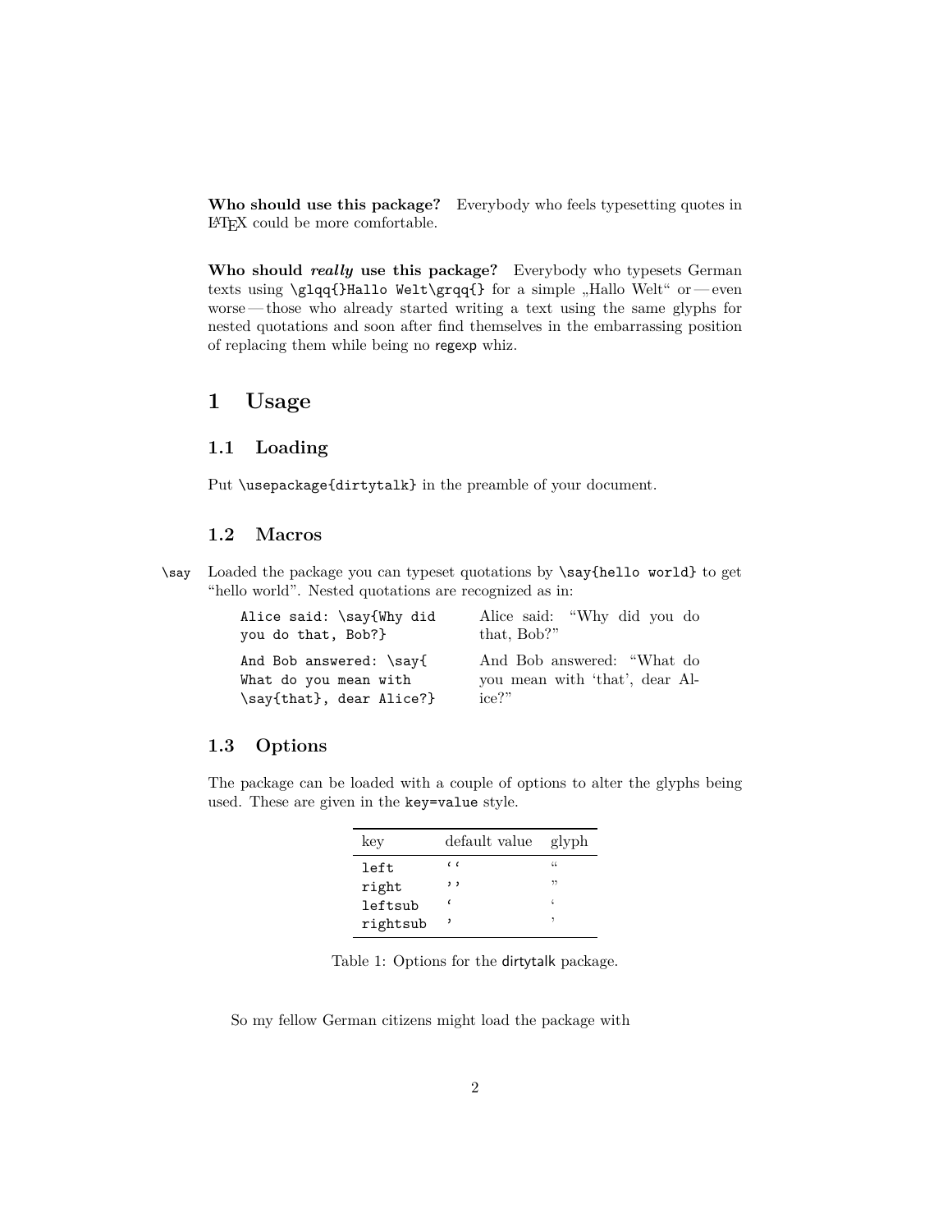**Who should use this package?** Everybody who feels typesetting quotes in LaTeX could be more comfortable.

**Who should *really* use this package?** Everybody who typesets German texts using `\glqq{}Hallo Welt\grqq{}` for a simple „Hallo Welt“ or — even worse — those who already started writing a text using the same glyphs for nested quotations and soon after find themselves in the embarrassing position of replacing them while being no regexp whiz.

# 1 Usage

## 1.1 Loading

Put `\usepackage{dirtytalk}` in the preamble of your document.

## 1.2 Macros

`\say` Loaded the package you can typeset quotations by `\say{hello world}` to get “hello world”. Nested quotations are recognized as in:

| | |
|---|---|
| `Alice said: \say{Why did you do that, Bob?}` | Alice said: “Why did you do that, Bob?” |
| `And Bob answered: \say{ What do you mean with \say{that}, dear Alice?}` | And Bob answered: “What do you mean with ‘that’, dear Alice?” |

## 1.3 Options

The package can be loaded with a couple of options to alter the glyphs being used. These are given in the `key=value` style.

| key | default value | glyph |
|---|---|---|
| `left` | ‘‘ | “ |
| `right` | ’’ | ” |
| `leftsub` | ‘ | ‘ |
| `rightsub` | ’ | ’ |

Table 1: Options for the dirtytalk package.

So my fellow German citizens might load the package with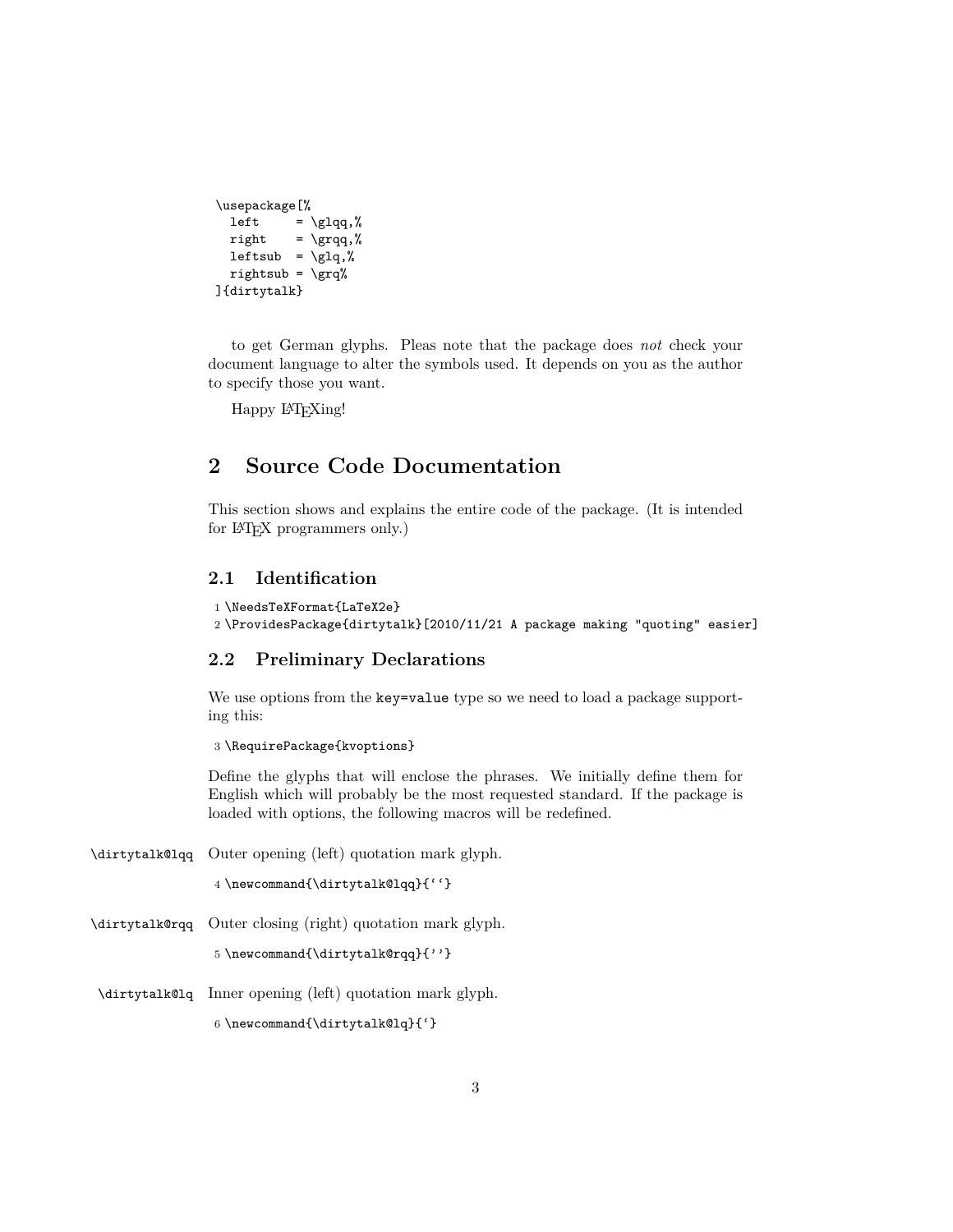```
\usepackage[%
  left     = \glqq,%
  right    = \grqq,%
  leftsub  = \glq,%
  rightsub = \grq%
]{dirtytalk}
```

to get German glyphs. Pleas note that the package does *not* check your document language to alter the symbols used. It depends on you as the author to specify those you want.

Happy LaTeXing!

## 2 Source Code Documentation

This section shows and explains the entire code of the package. (It is intended for LaTeX programmers only.)

### 2.1 Identification

```
1 \NeedsTeXFormat{LaTeX2e}
2 \ProvidesPackage{dirtytalk}[2010/11/21 A package making "quoting" easier]
```

### 2.2 Preliminary Declarations

We use options from the `key=value` type so we need to load a package supporting this:

```
3 \RequirePackage{kvoptions}
```

Define the glyphs that will enclose the phrases. We initially define them for English which will probably be the most requested standard. If the package is loaded with options, the following macros will be redefined.

`\dirtytalk@lqq` Outer opening (left) quotation mark glyph.

```
4 \newcommand{\dirtytalk@lqq}{``}
```

`\dirtytalk@rqq` Outer closing (right) quotation mark glyph.

```
5 \newcommand{\dirtytalk@rqq}{''}
```

`\dirtytalk@lq` Inner opening (left) quotation mark glyph.

```
6 \newcommand{\dirtytalk@lq}{`}
```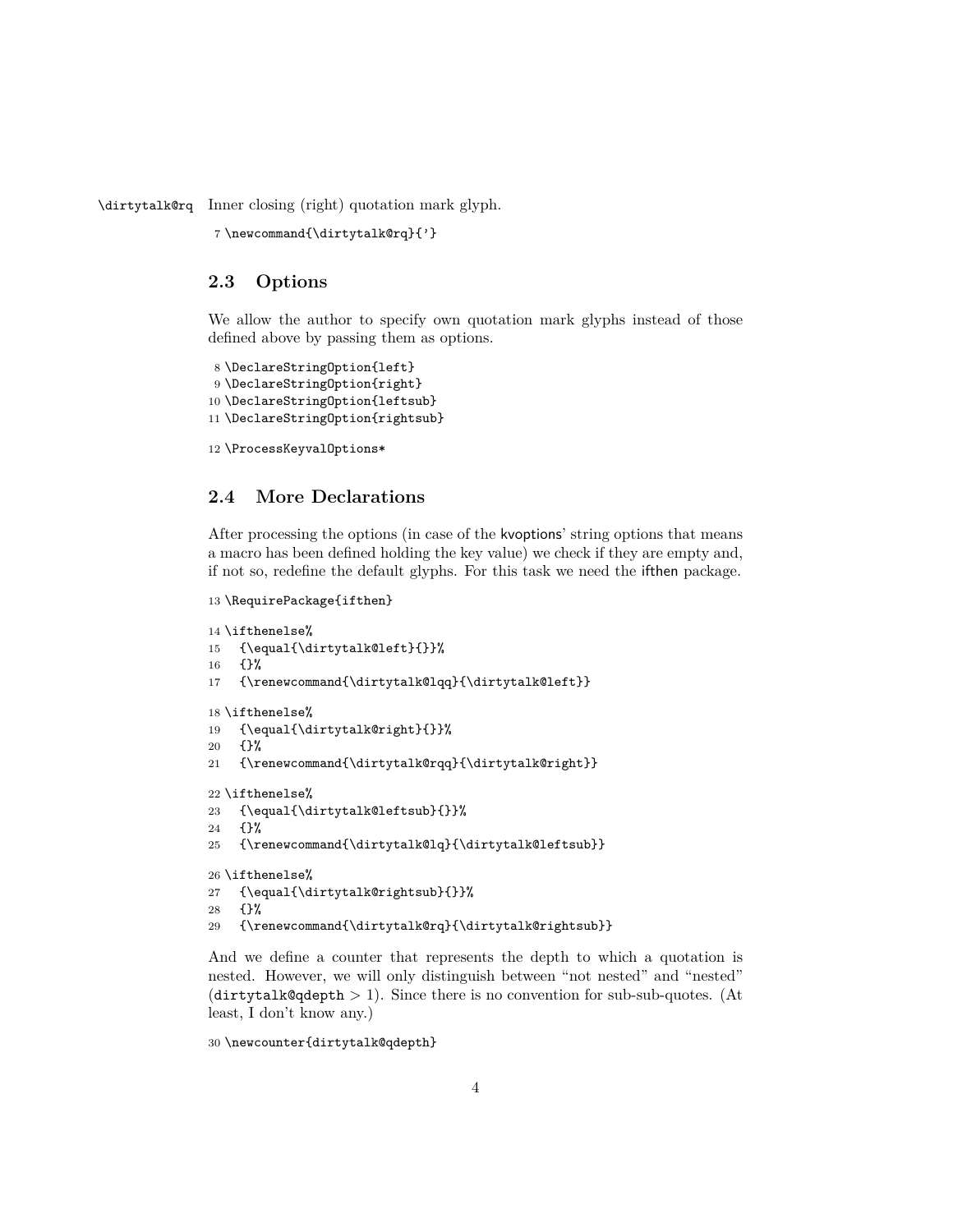\dirtytalk@rq Inner closing (right) quotation mark glyph.

```
7 \newcommand{\dirtytalk@rq}{'}
```

### 2.3 Options

We allow the author to specify own quotation mark glyphs instead of those defined above by passing them as options.

```
8 \DeclareStringOption{left}
9 \DeclareStringOption{right}
10 \DeclareStringOption{leftsub}
11 \DeclareStringOption{rightsub}
```

```
12 \ProcessKeyvalOptions*
```

### 2.4 More Declarations

After processing the options (in case of the kvoptions' string options that means a macro has been defined holding the key value) we check if they are empty and, if not so, redefine the default glyphs. For this task we need the ifthen package.

```
13 \RequirePackage{ifthen}
```

```
14 \ifthenelse%
15   {\equal{\dirtytalk@left}{}}%
16   {}%
17   {\renewcommand{\dirtytalk@lqq}{\dirtytalk@left}}
```

```
18 \ifthenelse%
19   {\equal{\dirtytalk@right}{}}%
20   {}%
21   {\renewcommand{\dirtytalk@rqq}{\dirtytalk@right}}
```

```
22 \ifthenelse%
23   {\equal{\dirtytalk@leftsub}{}}%
24   {}%
25   {\renewcommand{\dirtytalk@lq}{\dirtytalk@leftsub}}
```

```
26 \ifthenelse%
27   {\equal{\dirtytalk@rightsub}{}}%
28   {}%
29   {\renewcommand{\dirtytalk@rq}{\dirtytalk@rightsub}}
```

And we define a counter that represents the depth to which a quotation is nested. However, we will only distinguish between "not nested" and "nested" (dirtytalk@qdepth $> 1$). Since there is no convention for sub-sub-quotes. (At least, I don't know any.)

```
30 \newcounter{dirtytalk@qdepth}
```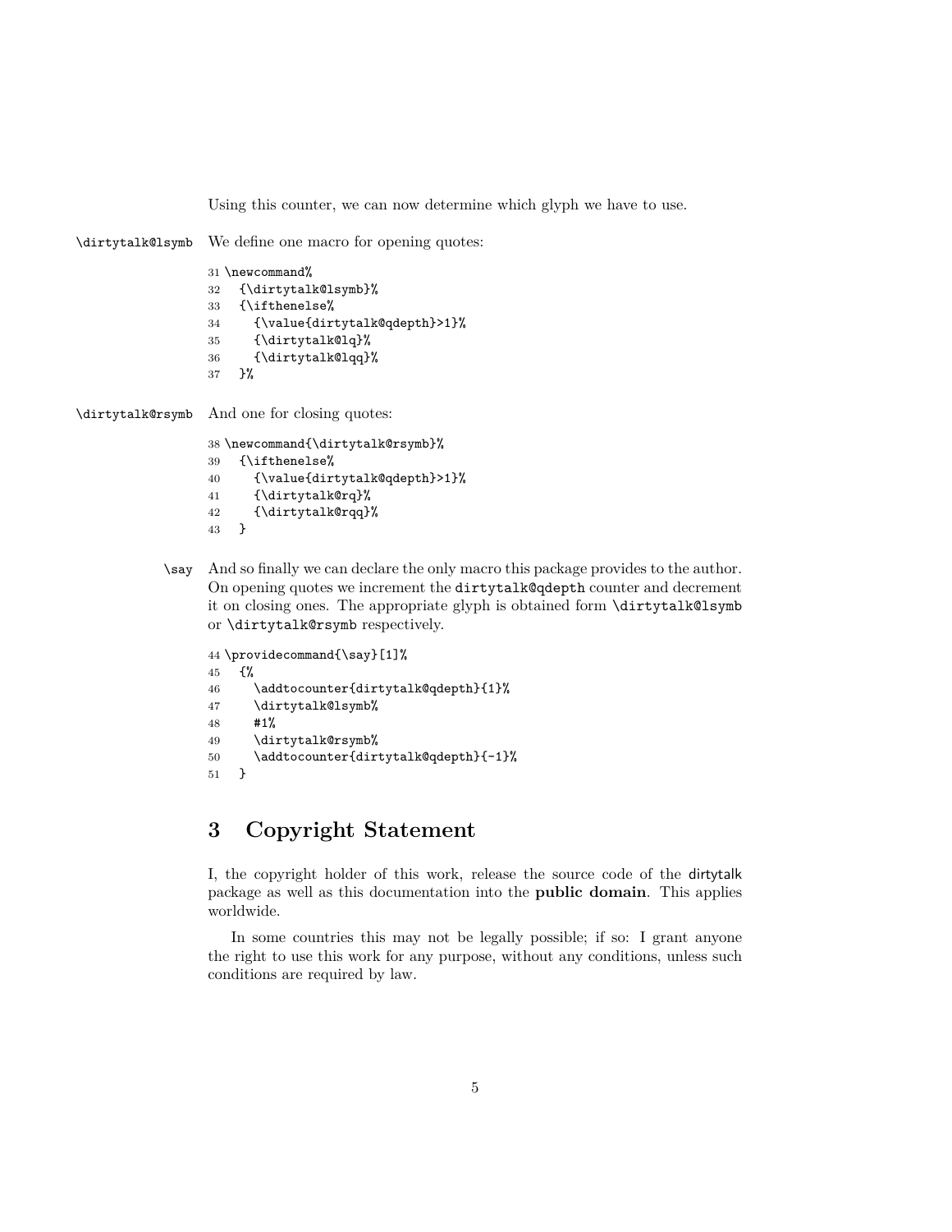Using this counter, we can now determine which glyph we have to use.

`\dirtytalk@lsymb` We define one macro for opening quotes:

```
31 \newcommand%
32   {\dirtytalk@lsymb}%
33   {\ifthenelse%
34     {\value{dirtytalk@qdepth}>1}%
35     {\dirtytalk@lq}%
36     {\dirtytalk@lqq}%
37   }%
```

`\dirtytalk@rsymb` And one for closing quotes:

```
38 \newcommand{\dirtytalk@rsymb}%
39   {\ifthenelse%
40     {\value{dirtytalk@qdepth}>1}%
41     {\dirtytalk@rq}%
42     {\dirtytalk@rqq}%
43   }
```

`\say` And so finally we can declare the only macro this package provides to the author. On opening quotes we increment the `dirtytalk@qdepth` counter and decrement it on closing ones. The appropriate glyph is obtained form `\dirtytalk@lsymb` or `\dirtytalk@rsymb` respectively.

```
44 \providecommand{\say}[1]%
45   {%
46     \addtocounter{dirtytalk@qdepth}{1}%
47     \dirtytalk@lsymb%
48     #1%
49     \dirtytalk@rsymb%
50     \addtocounter{dirtytalk@qdepth}{-1}%
51   }
```

## 3 Copyright Statement

I, the copyright holder of this work, release the source code of the dirtytalk package as well as this documentation into the **public domain**. This applies worldwide.

In some countries this may not be legally possible; if so: I grant anyone the right to use this work for any purpose, without any conditions, unless such conditions are required by law.